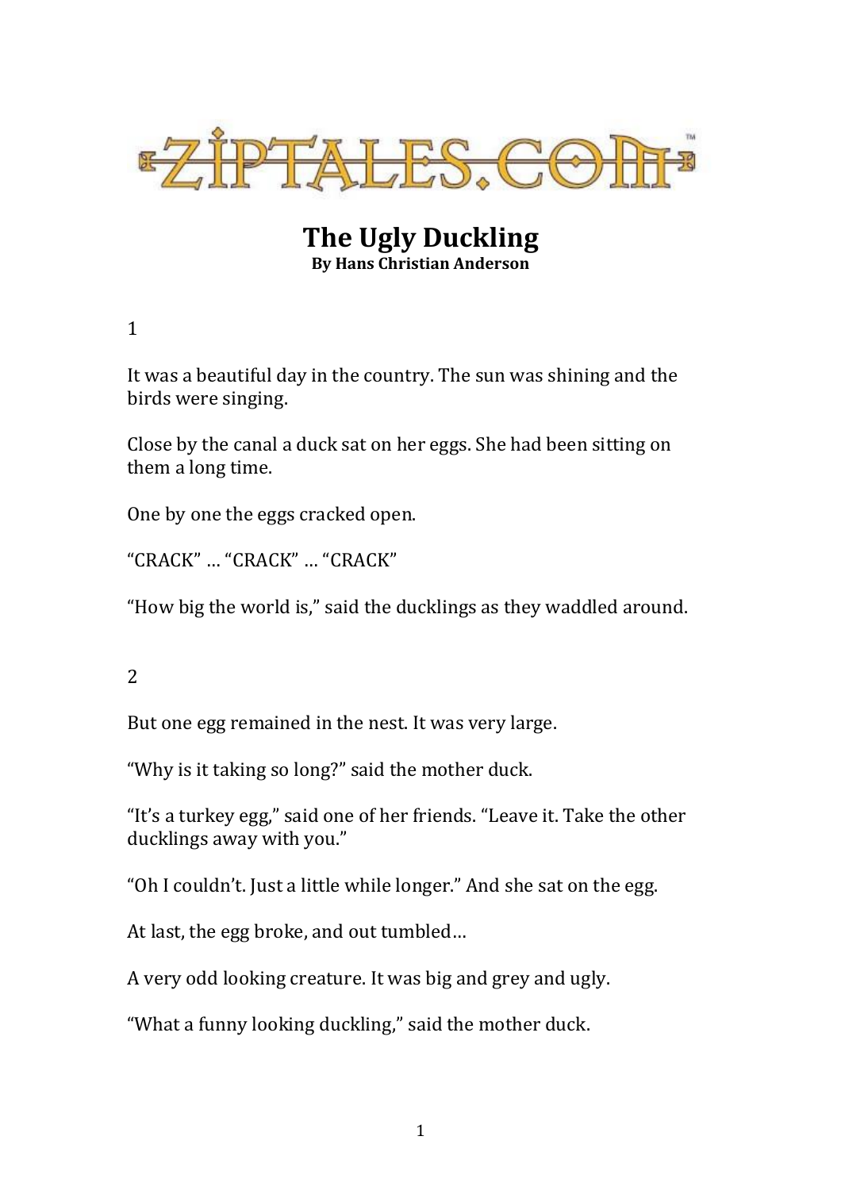ZIPTALES.COM™

# The Ugly Duckling

**By Hans Christian Anderson**

1

It was a beautiful day in the country. The sun was shining and the birds were singing.

Close by the canal a duck sat on her eggs. She had been sitting on them a long time.

One by one the eggs cracked open.

“CRACK” … “CRACK” … “CRACK”

“How big the world is,” said the ducklings as they waddled around.

2

But one egg remained in the nest. It was very large.

“Why is it taking so long?” said the mother duck.

“It’s a turkey egg,” said one of her friends. “Leave it. Take the other ducklings away with you.”

“Oh I couldn’t. Just a little while longer.” And she sat on the egg.

At last, the egg broke, and out tumbled…

A very odd looking creature. It was big and grey and ugly.

“What a funny looking duckling,” said the mother duck.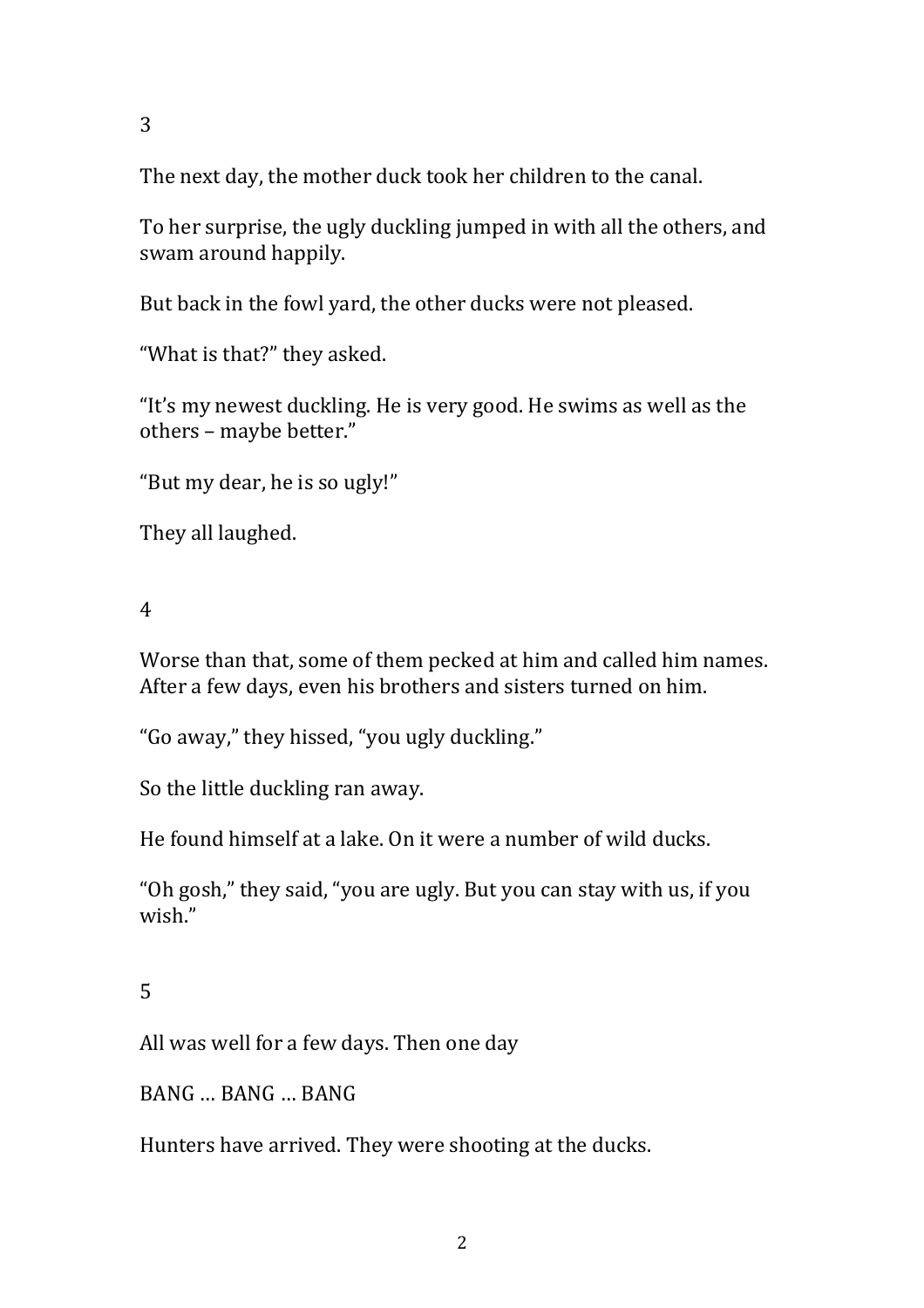3

The next day, the mother duck took her children to the canal.

To her surprise, the ugly duckling jumped in with all the others, and swam around happily.

But back in the fowl yard, the other ducks were not pleased.

“What is that?” they asked.

“It’s my newest duckling. He is very good. He swims as well as the others – maybe better.”

“But my dear, he is so ugly!”

They all laughed.

4

Worse than that, some of them pecked at him and called him names. After a few days, even his brothers and sisters turned on him.

“Go away,” they hissed, “you ugly duckling.”

So the little duckling ran away.

He found himself at a lake. On it were a number of wild ducks.

“Oh gosh,” they said, “you are ugly. But you can stay with us, if you wish.”

5

All was well for a few days. Then one day

BANG … BANG … BANG

Hunters have arrived. They were shooting at the ducks.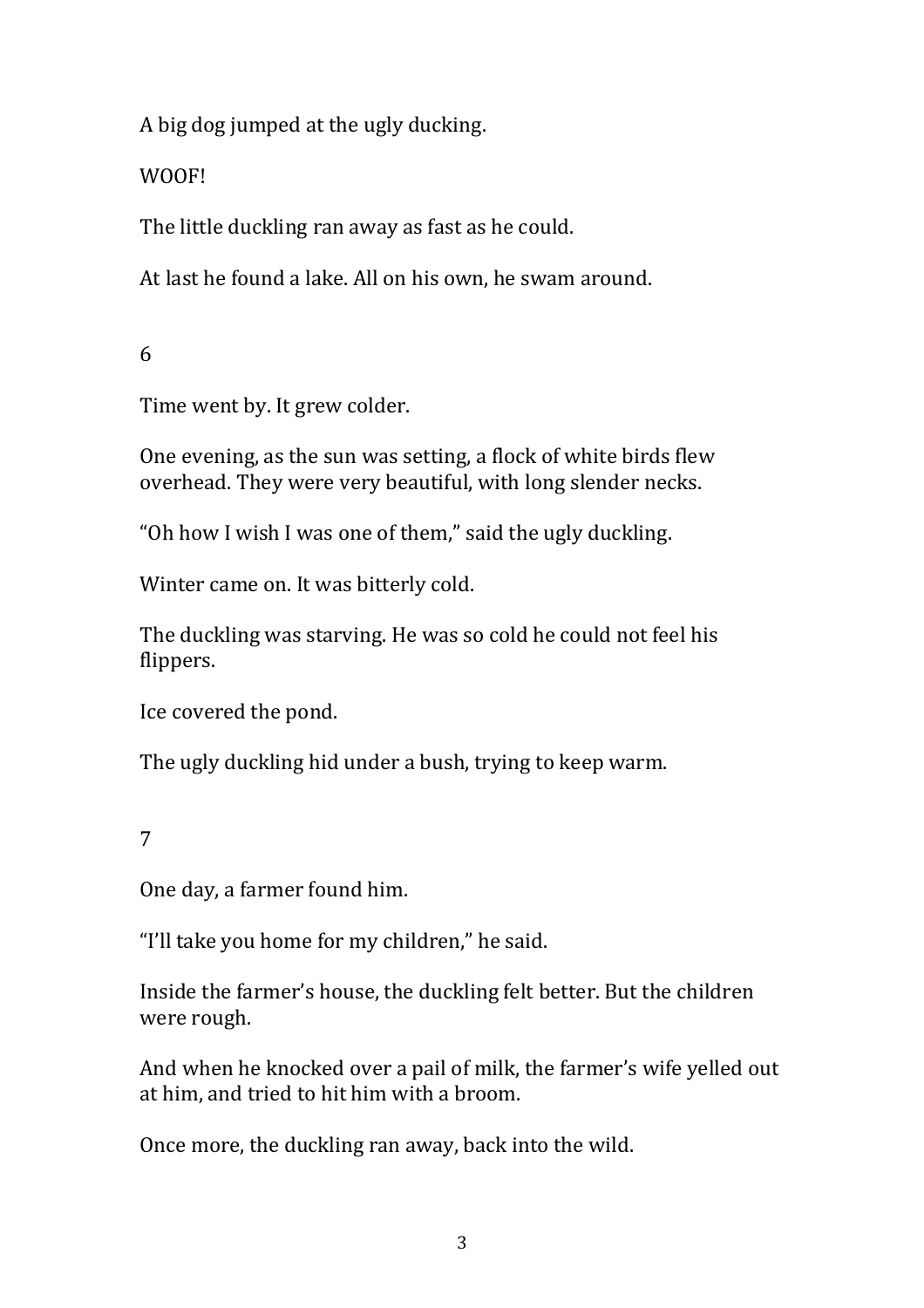A big dog jumped at the ugly ducking.

WOOF!

The little duckling ran away as fast as he could.

At last he found a lake. All on his own, he swam around.

6

Time went by. It grew colder.

One evening, as the sun was setting, a flock of white birds flew overhead. They were very beautiful, with long slender necks.

“Oh how I wish I was one of them,” said the ugly duckling.

Winter came on. It was bitterly cold.

The duckling was starving. He was so cold he could not feel his flippers.

Ice covered the pond.

The ugly duckling hid under a bush, trying to keep warm.

7

One day, a farmer found him.

“I’ll take you home for my children,” he said.

Inside the farmer’s house, the duckling felt better. But the children were rough.

And when he knocked over a pail of milk, the farmer’s wife yelled out at him, and tried to hit him with a broom.

Once more, the duckling ran away, back into the wild.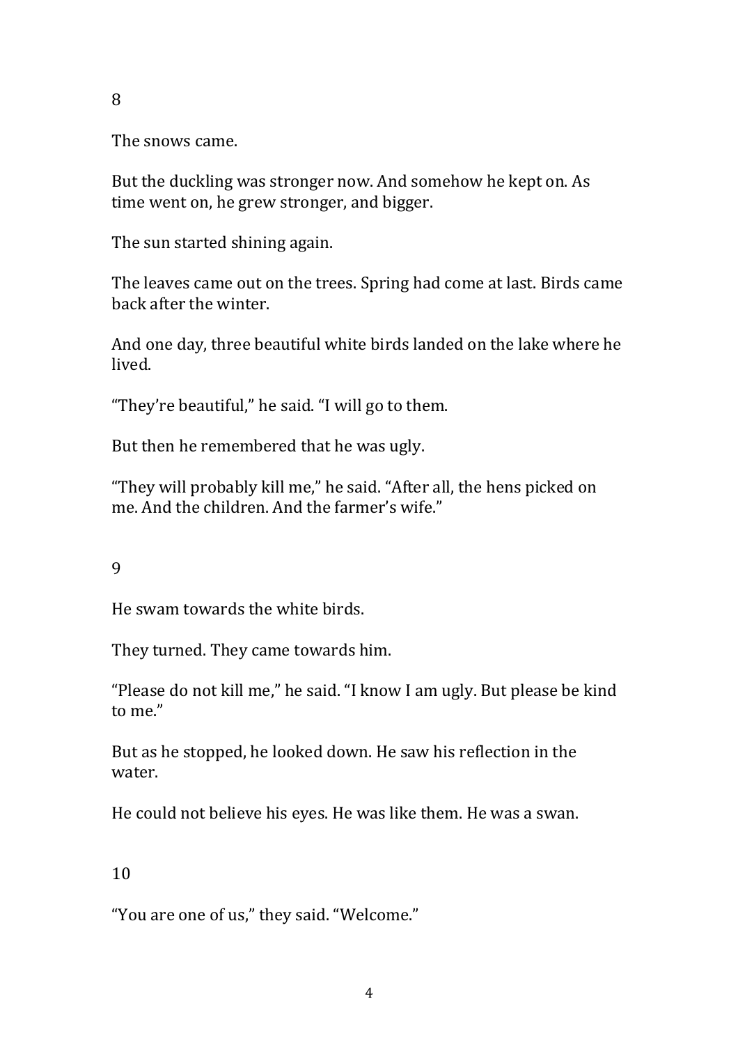8

The snows came.

But the duckling was stronger now. And somehow he kept on. As time went on, he grew stronger, and bigger.

The sun started shining again.

The leaves came out on the trees. Spring had come at last. Birds came back after the winter.

And one day, three beautiful white birds landed on the lake where he lived.

"They're beautiful," he said. "I will go to them.

But then he remembered that he was ugly.

"They will probably kill me," he said. "After all, the hens picked on me. And the children. And the farmer's wife."

9

He swam towards the white birds.

They turned. They came towards him.

"Please do not kill me," he said. "I know I am ugly. But please be kind to me."

But as he stopped, he looked down. He saw his reflection in the water.

He could not believe his eyes. He was like them. He was a swan.

10

"You are one of us," they said. "Welcome."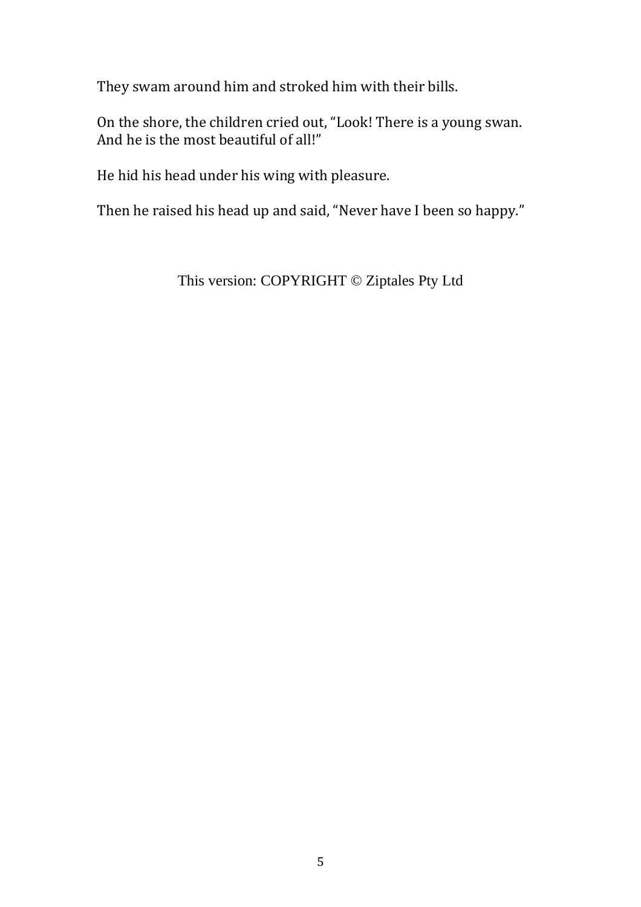They swam around him and stroked him with their bills.

On the shore, the children cried out, "Look! There is a young swan. And he is the most beautiful of all!"

He hid his head under his wing with pleasure.

Then he raised his head up and said, "Never have I been so happy."

This version: COPYRIGHT © Ziptales Pty Ltd